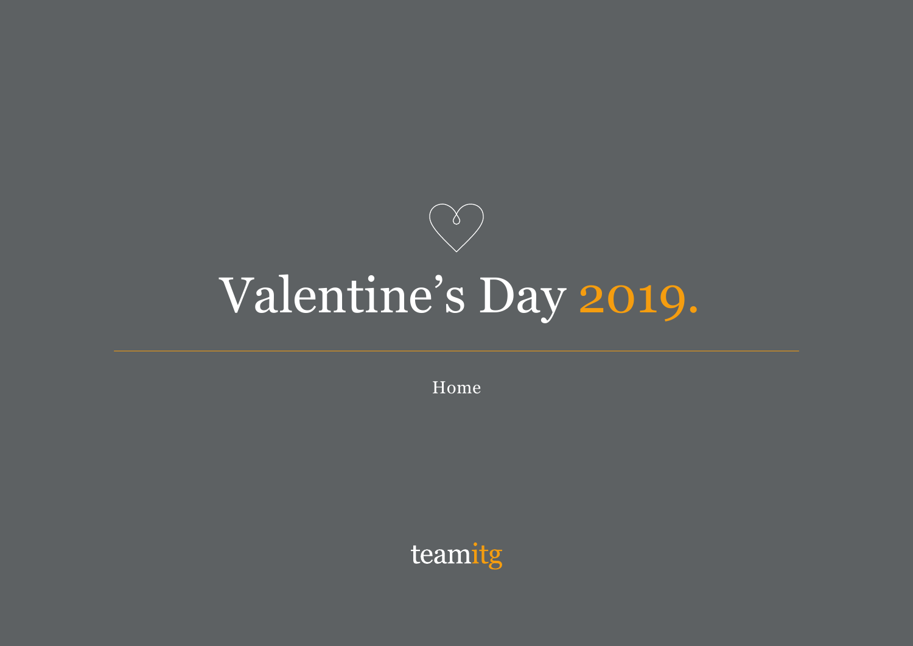# Valentine's Day 2019.

Home

teamitg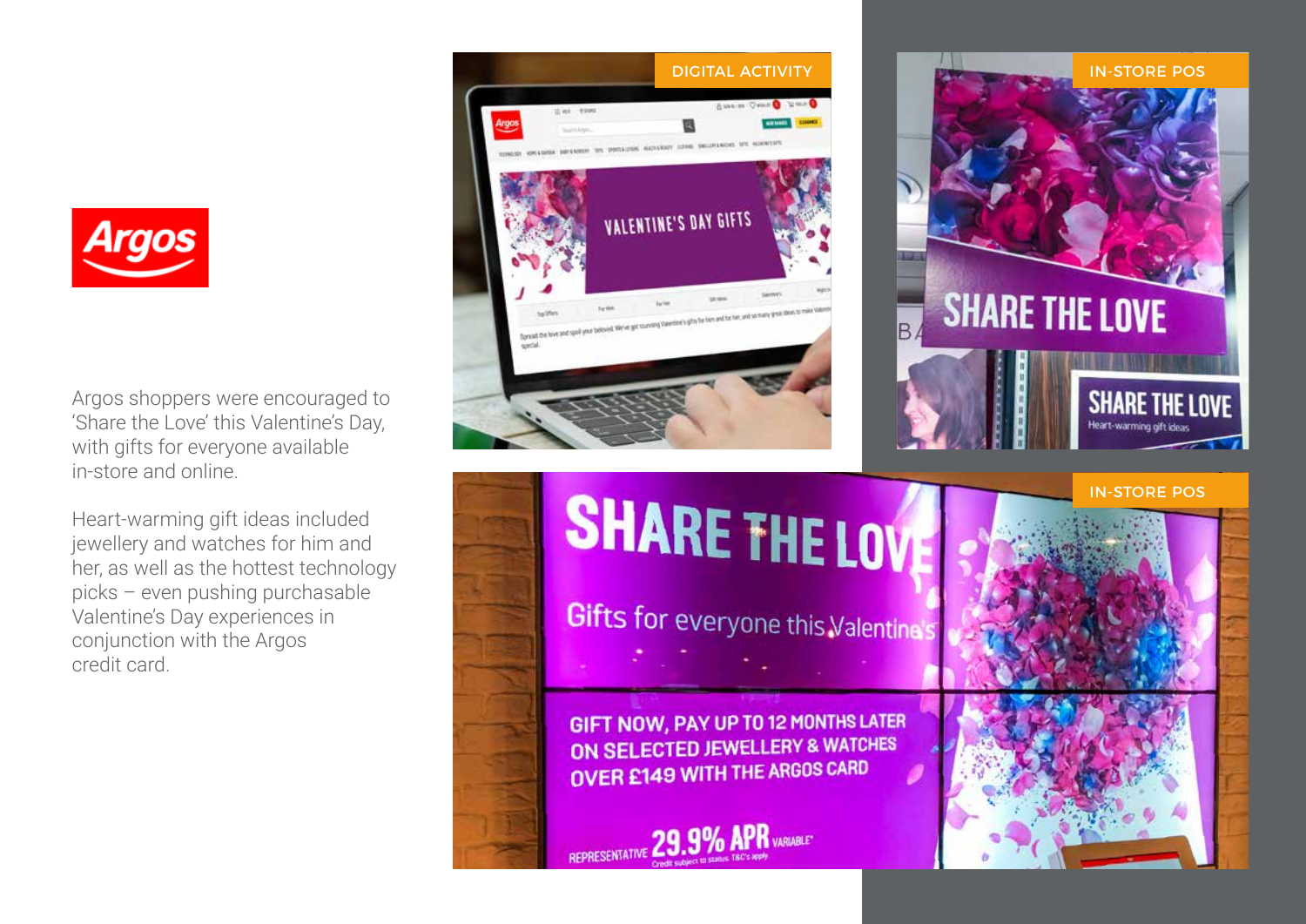Argos

Argos shoppers were encouraged to 'Share the Love' this Valentine's Day, with gifts for everyone available in-store and online.

Heart-warming gift ideas included jewellery and watches for him and her, as well as the hottest technology picks – even pushing purchasable Valentine's Day experiences in conjunction with the Argos credit card.

DIGITAL ACTIVITY

VALENTINE'S DAY GIFTS

IN-STORE POS

SHARE THE LOVE

SHARE THE LOVE
Heart-warming gift ideas

IN-STORE POS

SHARE THE LOVE

Gifts for everyone this Valentine's

GIFT NOW, PAY UP TO 12 MONTHS LATER ON SELECTED JEWELLERY & WATCHES OVER £149 WITH THE ARGOS CARD

REPRESENTATIVE 29.9% APR VARIABLE*
Credit subject to status. T&C's apply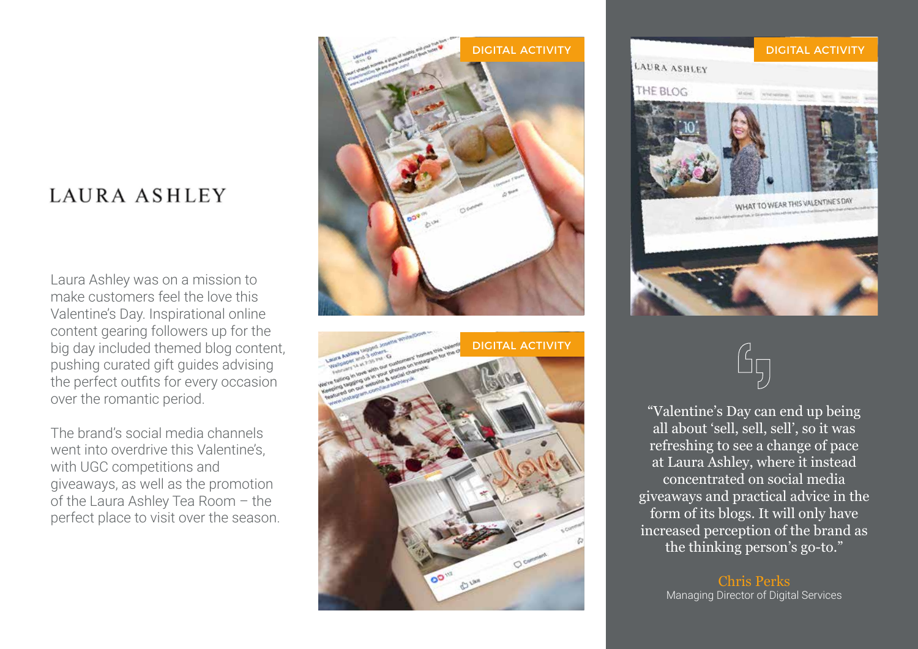# LAURA ASHLEY

Laura Ashley was on a mission to make customers feel the love this Valentine's Day. Inspirational online content gearing followers up for the big day included themed blog content, pushing curated gift guides advising the perfect outfits for every occasion over the romantic period.

The brand's social media channels went into overdrive this Valentine's, with UGC competitions and giveaways, as well as the promotion of the Laura Ashley Tea Room – the perfect place to visit over the season.

DIGITAL ACTIVITY

DIGITAL ACTIVITY

DIGITAL ACTIVITY

> "Valentine's Day can end up being all about 'sell, sell, sell', so it was refreshing to see a change of pace at Laura Ashley, where it instead concentrated on social media giveaways and practical advice in the form of its blogs. It will only have increased perception of the brand as the thinking person's go-to."

**Chris Perks**
Managing Director of Digital Services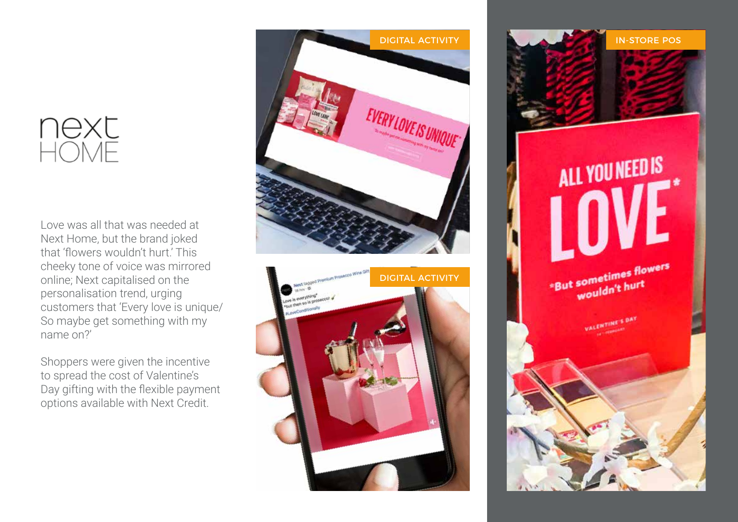# next HOME

Love was all that was needed at Next Home, but the brand joked that 'flowers wouldn't hurt.' This cheeky tone of voice was mirrored online; Next capitalised on the personalisation trend, urging customers that 'Every love is unique/ So maybe get something with my name on?'

Shoppers were given the incentive to spread the cost of Valentine's Day gifting with the flexible payment options available with Next Credit.

DIGITAL ACTIVITY

DIGITAL ACTIVITY

IN-STORE POS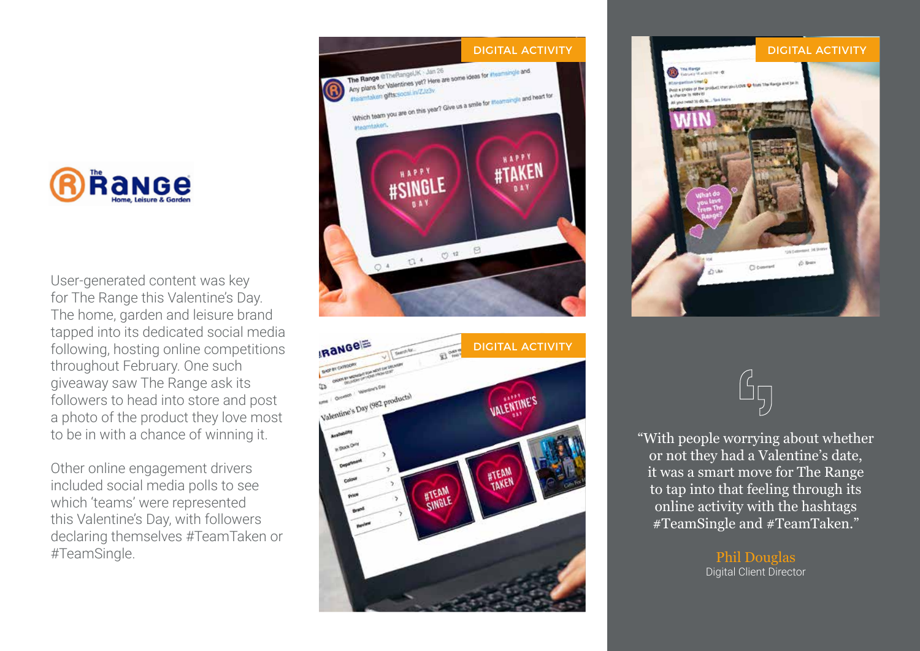User-generated content was key for The Range this Valentine's Day. The home, garden and leisure brand tapped into its dedicated social media following, hosting online competitions throughout February. One such giveaway saw The Range ask its followers to head into store and post a photo of the product they love most to be in with a chance of winning it.

Other online engagement drivers included social media polls to see which 'teams' were represented this Valentine's Day, with followers declaring themselves #TeamTaken or #TeamSingle.

DIGITAL ACTIVITY

DIGITAL ACTIVITY

DIGITAL ACTIVITY

> "With people worrying about whether or not they had a Valentine's date, it was a smart move for The Range to tap into that feeling through its online activity with the hashtags #TeamSingle and #TeamTaken."

Phil Douglas
Digital Client Director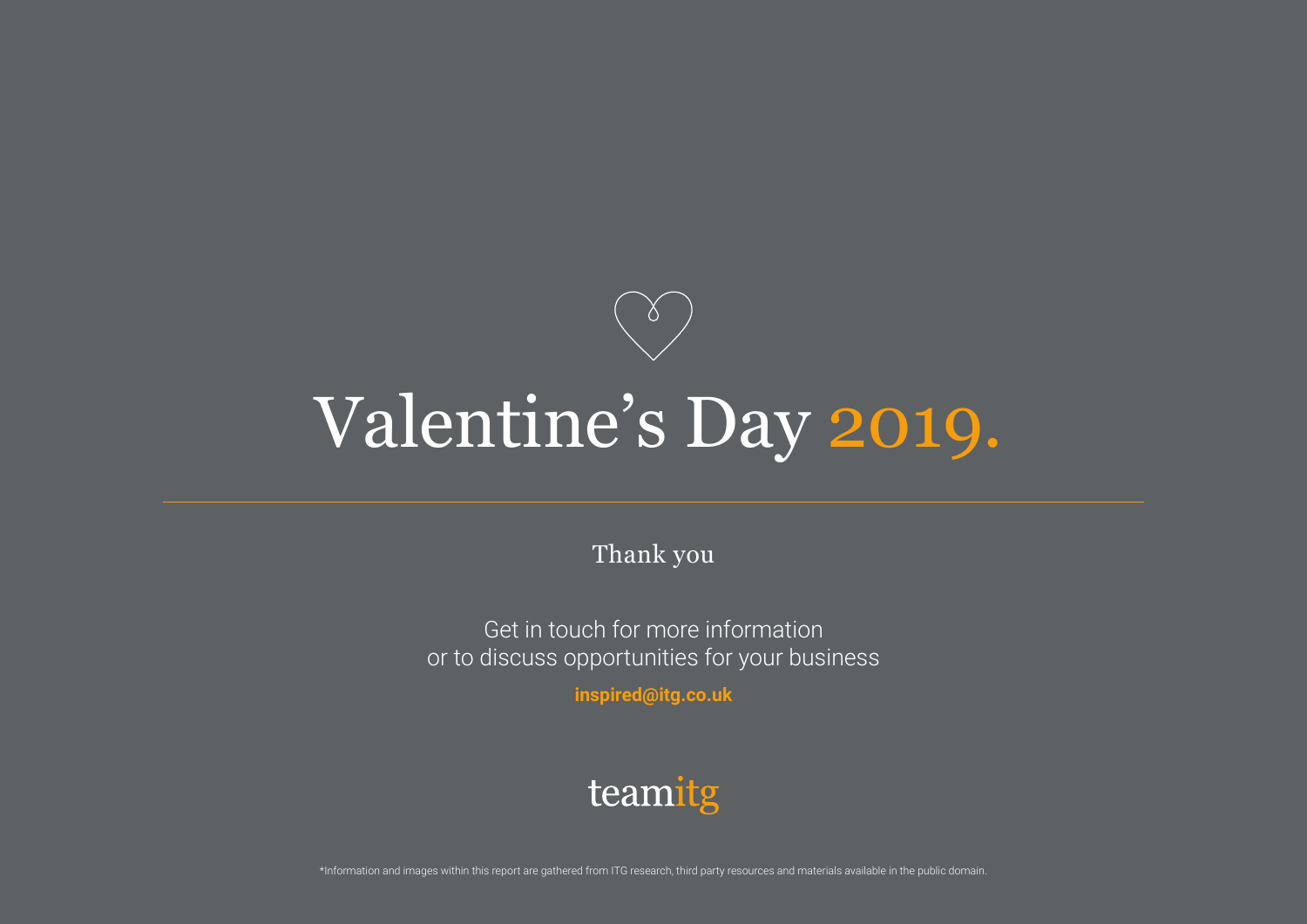# Valentine's Day 2019.

Thank you

Get in touch for more information
or to discuss opportunities for your business

**inspired@itg.co.uk**

teamitg

*Information and images within this report are gathered from ITG research, third party resources and materials available in the public domain.